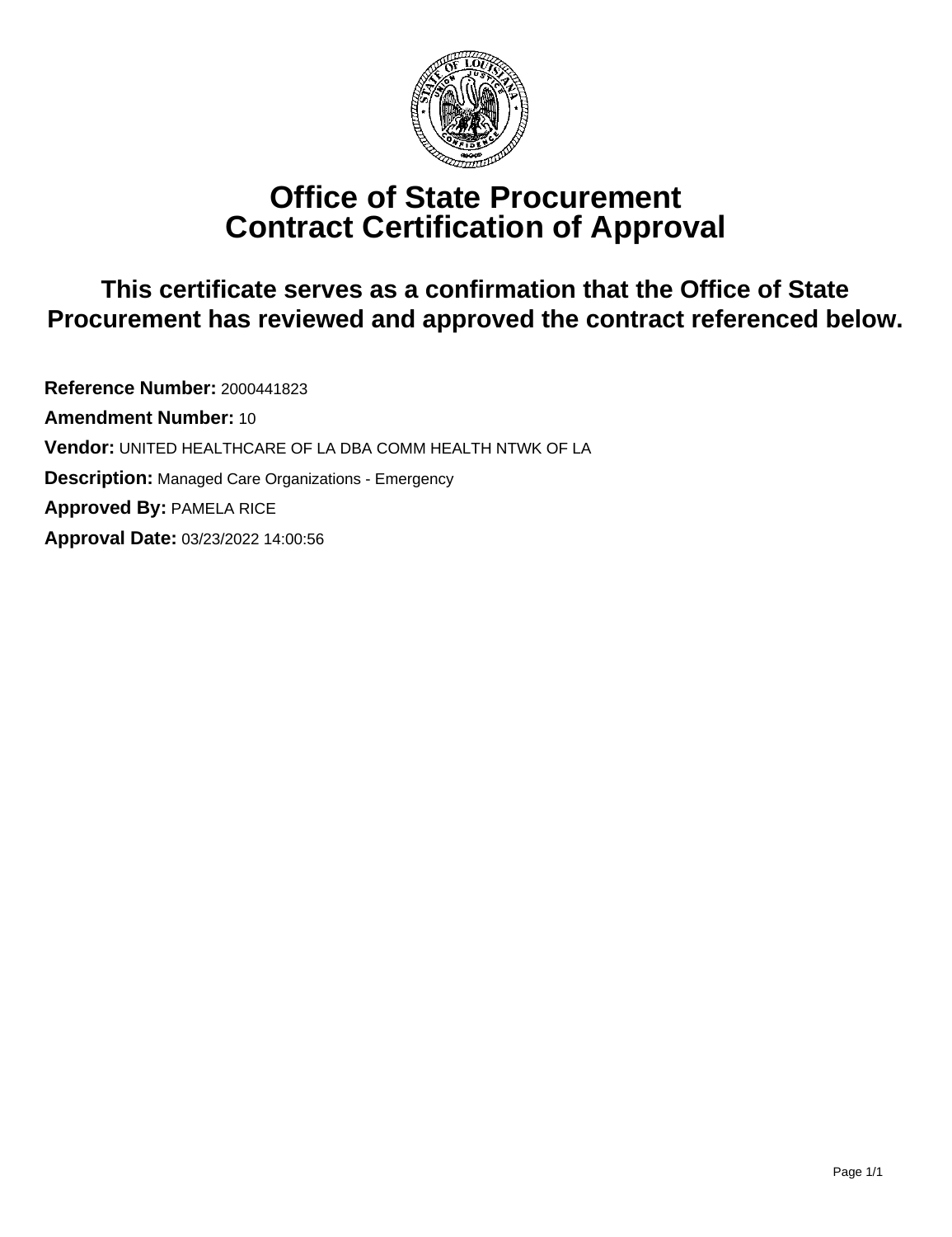# Office of State Procurement
# Contract Certification of Approval

## This certificate serves as a confirmation that the Office of State Procurement has reviewed and approved the contract referenced below.

**Reference Number:** 2000441823

**Amendment Number:** 10

**Vendor:** UNITED HEALTHCARE OF LA DBA COMM HEALTH NTWK OF LA

**Description:** Managed Care Organizations - Emergency

**Approved By:** PAMELA RICE

**Approval Date:** 03/23/2022 14:00:56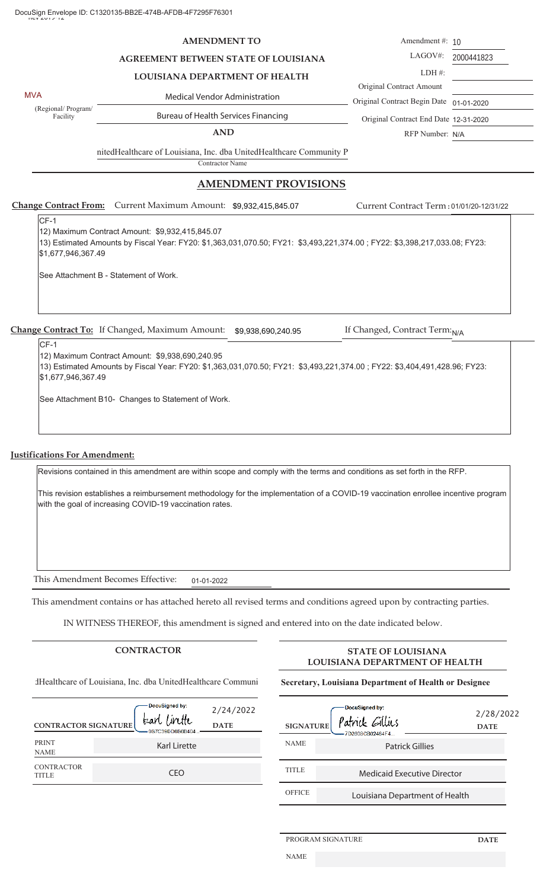DocuSign Envelope ID: C1320135-BB2E-474B-AFDB-4F7295F76301

**AMENDMENT TO**

**AGREEMENT BETWEEN STATE OF LOUISIANA**

**LOUISIANA DEPARTMENT OF HEALTH**

| | |
|---|---|
| Amendment #: | 10 |
| LAGOV#: | 2000441823 |
| LDH #: | |
| Original Contract Amount | |
| Original Contract Begin Date | 01-01-2020 |
| Original Contract End Date | 12-31-2020 |
| RFP Number: | N/A |

MVA

(Regional/ Program/ Facility)

Medical Vendor Administration

Bureau of Health Services Financing

**AND**

nitedHealthcare of Louisiana, Inc. dba UnitedHealthcare Community P

Contractor Name

## AMENDMENT PROVISIONS

**Change Contract From:** Current Maximum Amount: $9,932,415,845.07 Current Contract Term: 01/01/20-12/31/22

CF-1

12) Maximum Contract Amount: $9,932,415,845.07

13) Estimated Amounts by Fiscal Year: FY20: $1,363,031,070.50; FY21: $3,493,221,374.00 ; FY22: $3,398,217,033.08; FY23: $1,677,946,367.49

See Attachment B - Statement of Work.

**Change Contract To:** If Changed, Maximum Amount: $9,938,690,240.95 If Changed, Contract Term: N/A

CF-1

12) Maximum Contract Amount: $9,938,690,240.95

13) Estimated Amounts by Fiscal Year: FY20: $1,363,031,070.50; FY21: $3,493,221,374.00 ; FY22: $3,404,491,428.96; FY23: $1,677,946,367.49

See Attachment B10- Changes to Statement of Work.

**Justifications For Amendment:**

Revisions contained in this amendment are within scope and comply with the terms and conditions as set forth in the RFP.

This revision establishes a reimbursement methodology for the implementation of a COVID-19 vaccination enrollee incentive program with the goal of increasing COVID-19 vaccination rates.

This Amendment Becomes Effective: 01-01-2022

This amendment contains or has attached hereto all revised terms and conditions agreed upon by contracting parties.

IN WITNESS THEREOF, this amendment is signed and entered into on the date indicated below.

**CONTRACTOR**

:lHealthcare of Louisiana, Inc. dba UnitedHealthcare Communi

| | | |
|---|---|---|
| **CONTRACTOR SIGNATURE** | DocuSigned by: Karl Lirette 0B7C39DD6B6B404... | 2/24/2022 **DATE** |
| PRINT NAME | Karl Lirette | |
| CONTRACTOR TITLE | CEO | |

**STATE OF LOUISIANA LOUISIANA DEPARTMENT OF HEALTH**

**Secretary, Louisiana Department of Health or Designee**

| | | |
|---|---|---|
| **SIGNATURE** | DocuSigned by: Patrick Gillies 7D2808C902484F4... | 2/28/2022 **DATE** |
| NAME | Patrick Gillies | |
| TITLE | Medicaid Executive Director | |
| OFFICE | Louisiana Department of Health | |

| | |
|---|---|
| PROGRAM SIGNATURE | **DATE** |
| NAME | |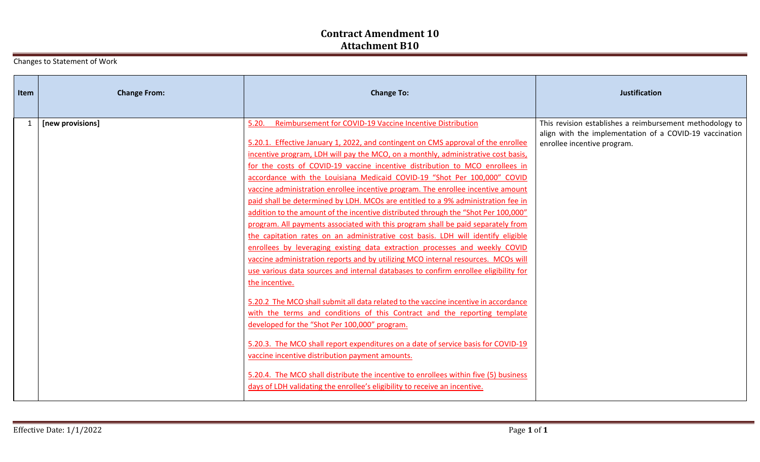# Contract Amendment 10
# Attachment B10

Changes to Statement of Work

| Item | Change From: | Change To: | Justification |
| --- | --- | --- | --- |
| 1 | **[new provisions]** | 5.20. Reimbursement for COVID-19 Vaccine Incentive Distribution<br><br>5.20.1. Effective January 1, 2022, and contingent on CMS approval of the enrollee incentive program, LDH will pay the MCO, on a monthly, administrative cost basis, for the costs of COVID-19 vaccine incentive distribution to MCO enrollees in accordance with the Louisiana Medicaid COVID-19 "Shot Per 100,000" COVID vaccine administration enrollee incentive program. The enrollee incentive amount paid shall be determined by LDH. MCOs are entitled to a 9% administration fee in addition to the amount of the incentive distributed through the "Shot Per 100,000" program. All payments associated with this program shall be paid separately from the capitation rates on an administrative cost basis. LDH will identify eligible enrollees by leveraging existing data extraction processes and weekly COVID vaccine administration reports and by utilizing MCO internal resources. MCOs will use various data sources and internal databases to confirm enrollee eligibility for the incentive.<br><br>5.20.2 The MCO shall submit all data related to the vaccine incentive in accordance with the terms and conditions of this Contract and the reporting template developed for the "Shot Per 100,000" program.<br><br>5.20.3. The MCO shall report expenditures on a date of service basis for COVID-19 vaccine incentive distribution payment amounts.<br><br>5.20.4. The MCO shall distribute the incentive to enrollees within five (5) business days of LDH validating the enrollee's eligibility to receive an incentive. | This revision establishes a reimbursement methodology to align with the implementation of a COVID-19 vaccination enrollee incentive program. |

Effective Date: 1/1/2022